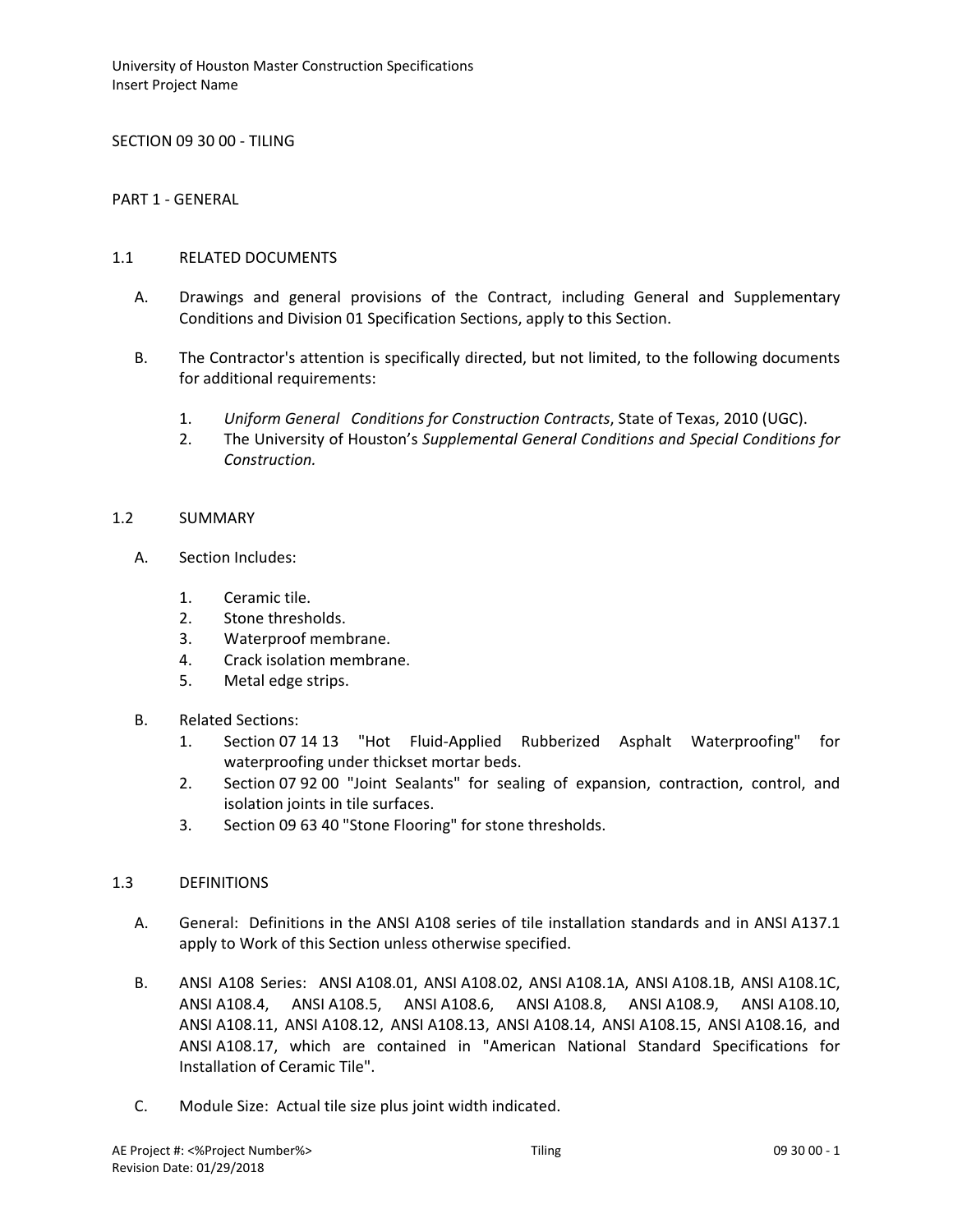# SECTION 09 30 00 - TILING

## PART 1 - GENERAL

### 1.1 RELATED DOCUMENTS

A. Drawings and general provisions of the Contract, including General and Supplementary Conditions and Division 01 Specification Sections, apply to this Section.

B. The Contractor's attention is specifically directed, but not limited, to the following documents for additional requirements:

1. *Uniform General Conditions for Construction Contracts*, State of Texas, 2010 (UGC).
2. The University of Houston's *Supplemental General Conditions and Special Conditions for Construction.*

### 1.2 SUMMARY

A. Section Includes:

1. Ceramic tile.
2. Stone thresholds.
3. Waterproof membrane.
4. Crack isolation membrane.
5. Metal edge strips.

B. Related Sections:

1. Section 07 14 13 "Hot Fluid-Applied Rubberized Asphalt Waterproofing" for waterproofing under thickset mortar beds.
2. Section 07 92 00 "Joint Sealants" for sealing of expansion, contraction, control, and isolation joints in tile surfaces.
3. Section 09 63 40 "Stone Flooring" for stone thresholds.

### 1.3 DEFINITIONS

A. General: Definitions in the ANSI A108 series of tile installation standards and in ANSI A137.1 apply to Work of this Section unless otherwise specified.

B. ANSI A108 Series: ANSI A108.01, ANSI A108.02, ANSI A108.1A, ANSI A108.1B, ANSI A108.1C, ANSI A108.4, ANSI A108.5, ANSI A108.6, ANSI A108.8, ANSI A108.9, ANSI A108.10, ANSI A108.11, ANSI A108.12, ANSI A108.13, ANSI A108.14, ANSI A108.15, ANSI A108.16, and ANSI A108.17, which are contained in "American National Standard Specifications for Installation of Ceramic Tile".

C. Module Size: Actual tile size plus joint width indicated.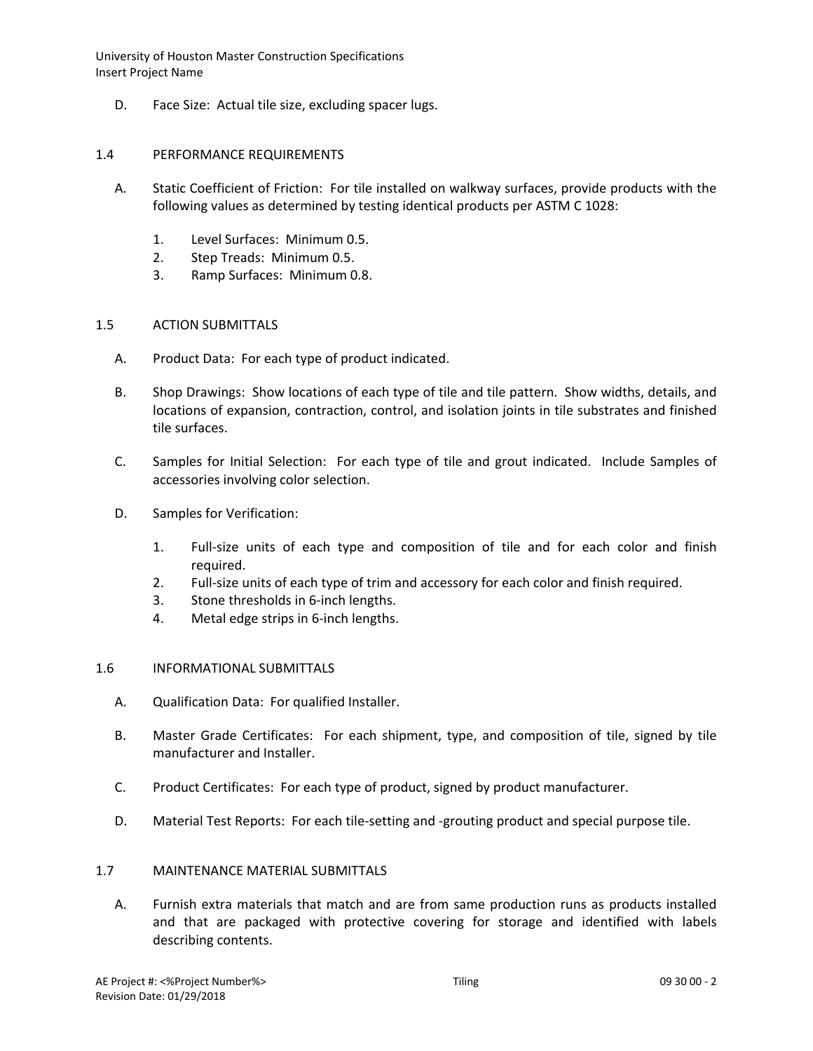D. Face Size: Actual tile size, excluding spacer lugs.

## 1.4 PERFORMANCE REQUIREMENTS

A. Static Coefficient of Friction: For tile installed on walkway surfaces, provide products with the following values as determined by testing identical products per ASTM C 1028:

1. Level Surfaces: Minimum 0.5.
2. Step Treads: Minimum 0.5.
3. Ramp Surfaces: Minimum 0.8.

## 1.5 ACTION SUBMITTALS

A. Product Data: For each type of product indicated.

B. Shop Drawings: Show locations of each type of tile and tile pattern. Show widths, details, and locations of expansion, contraction, control, and isolation joints in tile substrates and finished tile surfaces.

C. Samples for Initial Selection: For each type of tile and grout indicated. Include Samples of accessories involving color selection.

D. Samples for Verification:

1. Full-size units of each type and composition of tile and for each color and finish required.
2. Full-size units of each type of trim and accessory for each color and finish required.
3. Stone thresholds in 6-inch lengths.
4. Metal edge strips in 6-inch lengths.

## 1.6 INFORMATIONAL SUBMITTALS

A. Qualification Data: For qualified Installer.

B. Master Grade Certificates: For each shipment, type, and composition of tile, signed by tile manufacturer and Installer.

C. Product Certificates: For each type of product, signed by product manufacturer.

D. Material Test Reports: For each tile-setting and -grouting product and special purpose tile.

## 1.7 MAINTENANCE MATERIAL SUBMITTALS

A. Furnish extra materials that match and are from same production runs as products installed and that are packaged with protective covering for storage and identified with labels describing contents.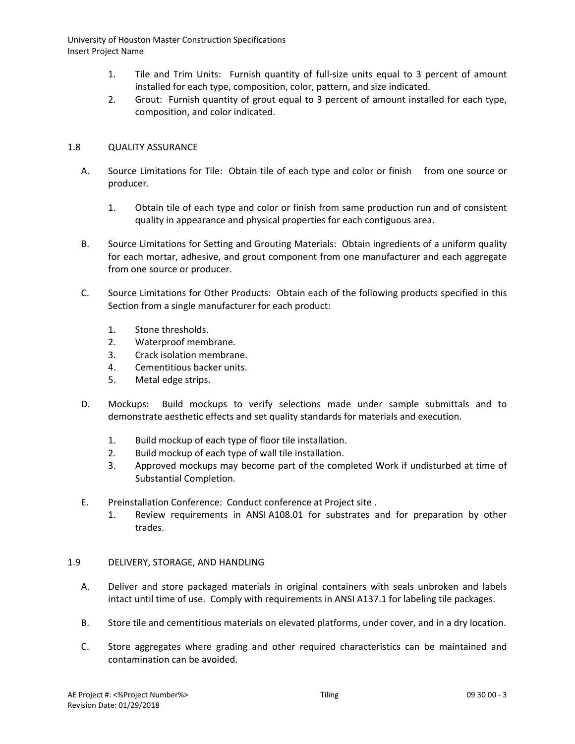1. Tile and Trim Units: Furnish quantity of full-size units equal to 3 percent of amount installed for each type, composition, color, pattern, and size indicated.
2. Grout: Furnish quantity of grout equal to 3 percent of amount installed for each type, composition, and color indicated.

## 1.8 QUALITY ASSURANCE

A. Source Limitations for Tile: Obtain tile of each type and color or finish from one source or producer.

   1. Obtain tile of each type and color or finish from same production run and of consistent quality in appearance and physical properties for each contiguous area.

B. Source Limitations for Setting and Grouting Materials: Obtain ingredients of a uniform quality for each mortar, adhesive, and grout component from one manufacturer and each aggregate from one source or producer.

C. Source Limitations for Other Products: Obtain each of the following products specified in this Section from a single manufacturer for each product:

   1. Stone thresholds.
   2. Waterproof membrane.
   3. Crack isolation membrane.
   4. Cementitious backer units.
   5. Metal edge strips.

D. Mockups: Build mockups to verify selections made under sample submittals and to demonstrate aesthetic effects and set quality standards for materials and execution.

   1. Build mockup of each type of floor tile installation.
   2. Build mockup of each type of wall tile installation.
   3. Approved mockups may become part of the completed Work if undisturbed at time of Substantial Completion.

E. Preinstallation Conference: Conduct conference at Project site .
   1. Review requirements in ANSI A108.01 for substrates and for preparation by other trades.

## 1.9 DELIVERY, STORAGE, AND HANDLING

A. Deliver and store packaged materials in original containers with seals unbroken and labels intact until time of use. Comply with requirements in ANSI A137.1 for labeling tile packages.

B. Store tile and cementitious materials on elevated platforms, under cover, and in a dry location.

C. Store aggregates where grading and other required characteristics can be maintained and contamination can be avoided.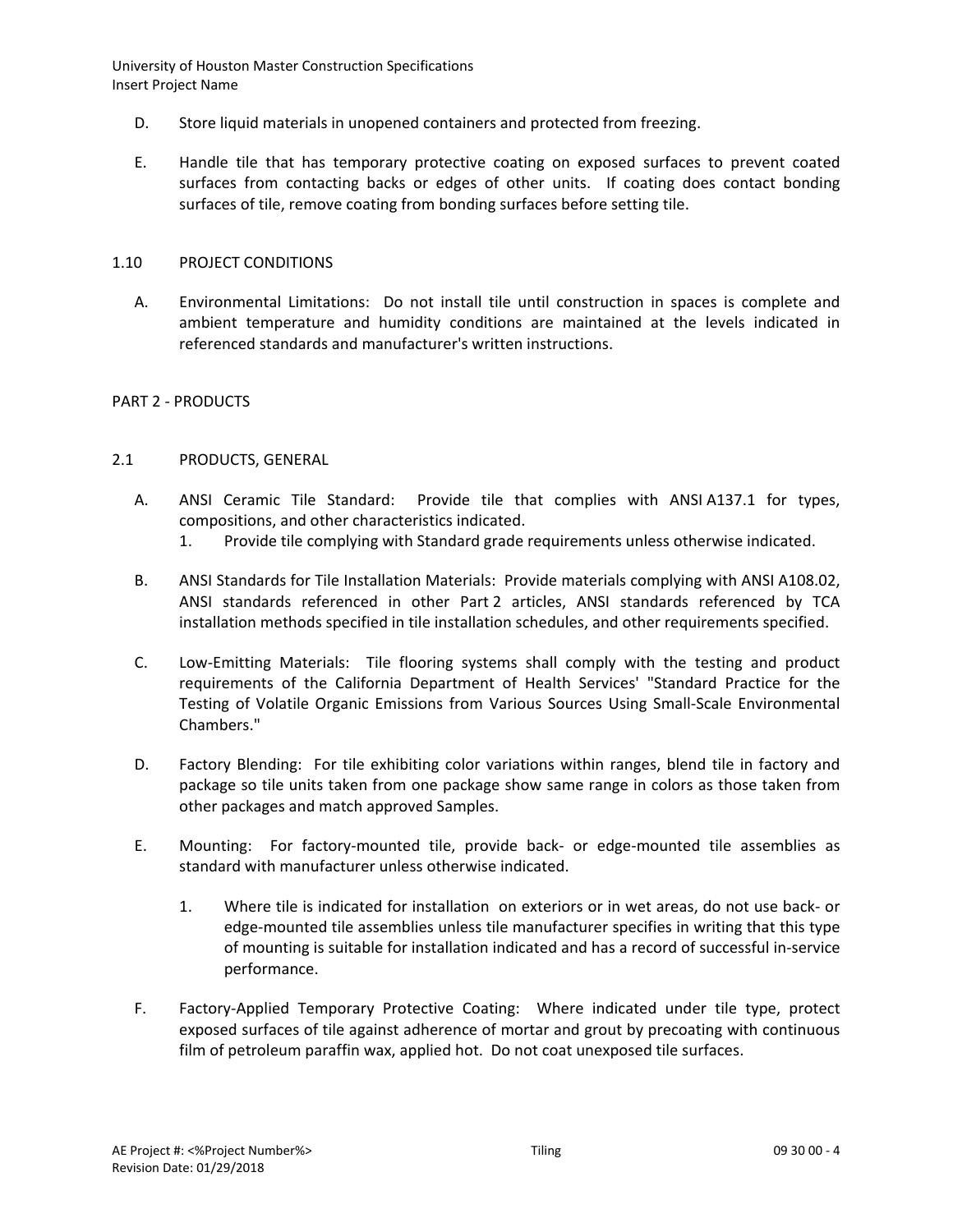D. Store liquid materials in unopened containers and protected from freezing.

E. Handle tile that has temporary protective coating on exposed surfaces to prevent coated surfaces from contacting backs or edges of other units. If coating does contact bonding surfaces of tile, remove coating from bonding surfaces before setting tile.

## 1.10 PROJECT CONDITIONS

A. Environmental Limitations: Do not install tile until construction in spaces is complete and ambient temperature and humidity conditions are maintained at the levels indicated in referenced standards and manufacturer's written instructions.

# PART 2 - PRODUCTS

## 2.1 PRODUCTS, GENERAL

A. ANSI Ceramic Tile Standard: Provide tile that complies with ANSI A137.1 for types, compositions, and other characteristics indicated.

1. Provide tile complying with Standard grade requirements unless otherwise indicated.

B. ANSI Standards for Tile Installation Materials: Provide materials complying with ANSI A108.02, ANSI standards referenced in other Part 2 articles, ANSI standards referenced by TCA installation methods specified in tile installation schedules, and other requirements specified.

C. Low-Emitting Materials: Tile flooring systems shall comply with the testing and product requirements of the California Department of Health Services' "Standard Practice for the Testing of Volatile Organic Emissions from Various Sources Using Small-Scale Environmental Chambers."

D. Factory Blending: For tile exhibiting color variations within ranges, blend tile in factory and package so tile units taken from one package show same range in colors as those taken from other packages and match approved Samples.

E. Mounting: For factory-mounted tile, provide back- or edge-mounted tile assemblies as standard with manufacturer unless otherwise indicated.

1. Where tile is indicated for installation on exteriors or in wet areas, do not use back- or edge-mounted tile assemblies unless tile manufacturer specifies in writing that this type of mounting is suitable for installation indicated and has a record of successful in-service performance.

F. Factory-Applied Temporary Protective Coating: Where indicated under tile type, protect exposed surfaces of tile against adherence of mortar and grout by precoating with continuous film of petroleum paraffin wax, applied hot. Do not coat unexposed tile surfaces.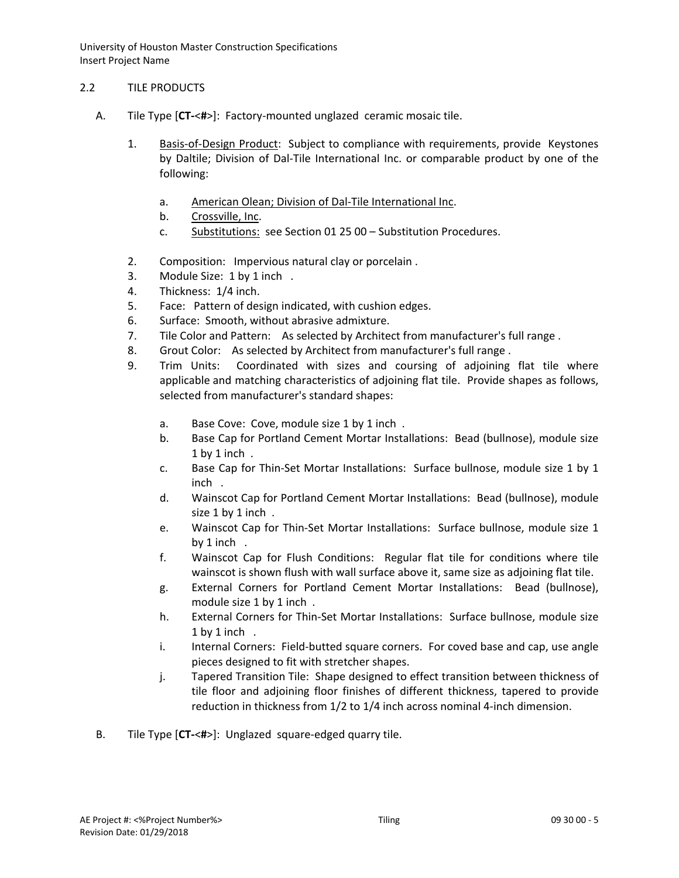## 2.2 TILE PRODUCTS

A. Tile Type [**CT-**<**#**>]: Factory-mounted unglazed ceramic mosaic tile.

1. Basis-of-Design Product: Subject to compliance with requirements, provide Keystones by Daltile; Division of Dal-Tile International Inc. or comparable product by one of the following:
   a. American Olean; Division of Dal-Tile International Inc.
   b. Crossville, Inc.
   c. Substitutions: see Section 01 25 00 – Substitution Procedures.
2. Composition: Impervious natural clay or porcelain .
3. Module Size: 1 by 1 inch .
4. Thickness: 1/4 inch.
5. Face: Pattern of design indicated, with cushion edges.
6. Surface: Smooth, without abrasive admixture.
7. Tile Color and Pattern: As selected by Architect from manufacturer's full range .
8. Grout Color: As selected by Architect from manufacturer's full range .
9. Trim Units: Coordinated with sizes and coursing of adjoining flat tile where applicable and matching characteristics of adjoining flat tile. Provide shapes as follows, selected from manufacturer's standard shapes:
   a. Base Cove: Cove, module size 1 by 1 inch .
   b. Base Cap for Portland Cement Mortar Installations: Bead (bullnose), module size 1 by 1 inch .
   c. Base Cap for Thin-Set Mortar Installations: Surface bullnose, module size 1 by 1 inch .
   d. Wainscot Cap for Portland Cement Mortar Installations: Bead (bullnose), module size 1 by 1 inch .
   e. Wainscot Cap for Thin-Set Mortar Installations: Surface bullnose, module size 1 by 1 inch .
   f. Wainscot Cap for Flush Conditions: Regular flat tile for conditions where tile wainscot is shown flush with wall surface above it, same size as adjoining flat tile.
   g. External Corners for Portland Cement Mortar Installations: Bead (bullnose), module size 1 by 1 inch .
   h. External Corners for Thin-Set Mortar Installations: Surface bullnose, module size 1 by 1 inch .
   i. Internal Corners: Field-butted square corners. For coved base and cap, use angle pieces designed to fit with stretcher shapes.
   j. Tapered Transition Tile: Shape designed to effect transition between thickness of tile floor and adjoining floor finishes of different thickness, tapered to provide reduction in thickness from 1/2 to 1/4 inch across nominal 4-inch dimension.

B. Tile Type [**CT-**<**#**>]: Unglazed square-edged quarry tile.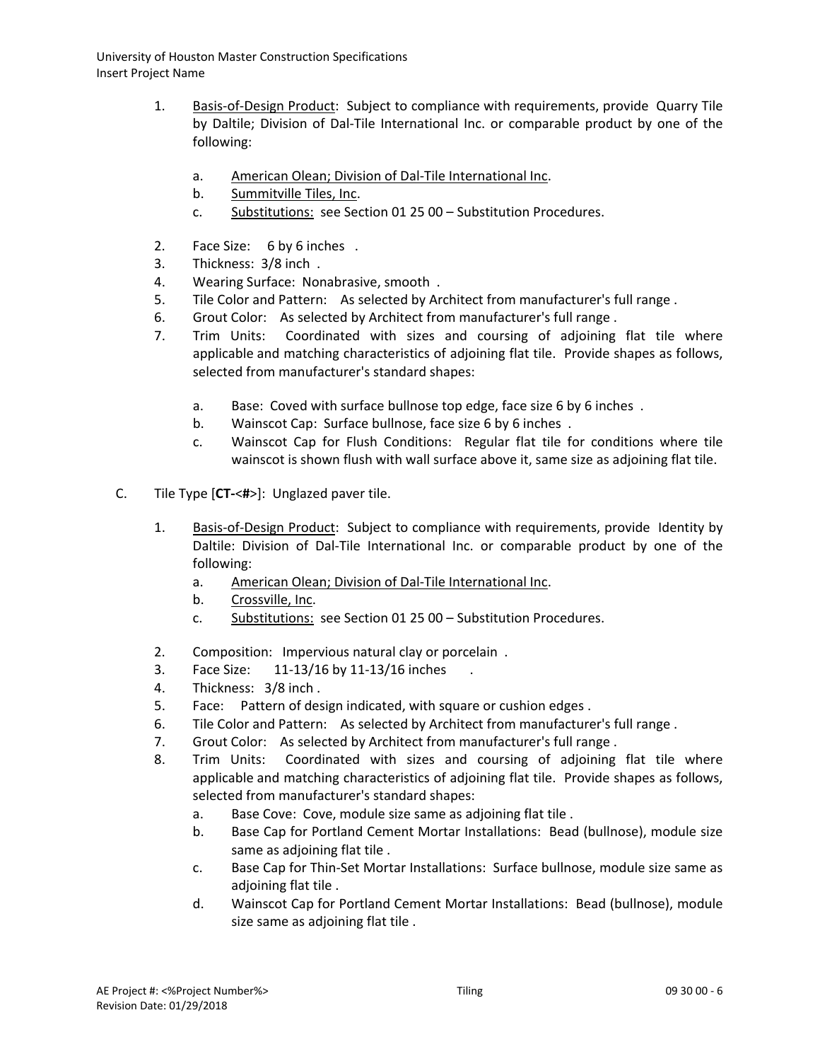1. Basis-of-Design Product: Subject to compliance with requirements, provide Quarry Tile by Daltile; Division of Dal-Tile International Inc. or comparable product by one of the following:

   a. American Olean; Division of Dal-Tile International Inc.
   b. Summitville Tiles, Inc.
   c. Substitutions: see Section 01 25 00 – Substitution Procedures.

2. Face Size: 6 by 6 inches .
3. Thickness: 3/8 inch .
4. Wearing Surface: Nonabrasive, smooth .
5. Tile Color and Pattern: As selected by Architect from manufacturer's full range .
6. Grout Color: As selected by Architect from manufacturer's full range .
7. Trim Units: Coordinated with sizes and coursing of adjoining flat tile where applicable and matching characteristics of adjoining flat tile. Provide shapes as follows, selected from manufacturer's standard shapes:

   a. Base: Coved with surface bullnose top edge, face size 6 by 6 inches .
   b. Wainscot Cap: Surface bullnose, face size 6 by 6 inches .
   c. Wainscot Cap for Flush Conditions: Regular flat tile for conditions where tile wainscot is shown flush with wall surface above it, same size as adjoining flat tile.

C. Tile Type [**CT-**<**#**>]: Unglazed paver tile.

1. Basis-of-Design Product: Subject to compliance with requirements, provide Identity by Daltile: Division of Dal-Tile International Inc. or comparable product by one of the following:
   a. American Olean; Division of Dal-Tile International Inc.
   b. Crossville, Inc.
   c. Substitutions: see Section 01 25 00 – Substitution Procedures.

2. Composition: Impervious natural clay or porcelain .
3. Face Size: 11-13/16 by 11-13/16 inches .
4. Thickness: 3/8 inch .
5. Face: Pattern of design indicated, with square or cushion edges .
6. Tile Color and Pattern: As selected by Architect from manufacturer's full range .
7. Grout Color: As selected by Architect from manufacturer's full range .
8. Trim Units: Coordinated with sizes and coursing of adjoining flat tile where applicable and matching characteristics of adjoining flat tile. Provide shapes as follows, selected from manufacturer's standard shapes:
   a. Base Cove: Cove, module size same as adjoining flat tile .
   b. Base Cap for Portland Cement Mortar Installations: Bead (bullnose), module size same as adjoining flat tile .
   c. Base Cap for Thin-Set Mortar Installations: Surface bullnose, module size same as adjoining flat tile .
   d. Wainscot Cap for Portland Cement Mortar Installations: Bead (bullnose), module size same as adjoining flat tile .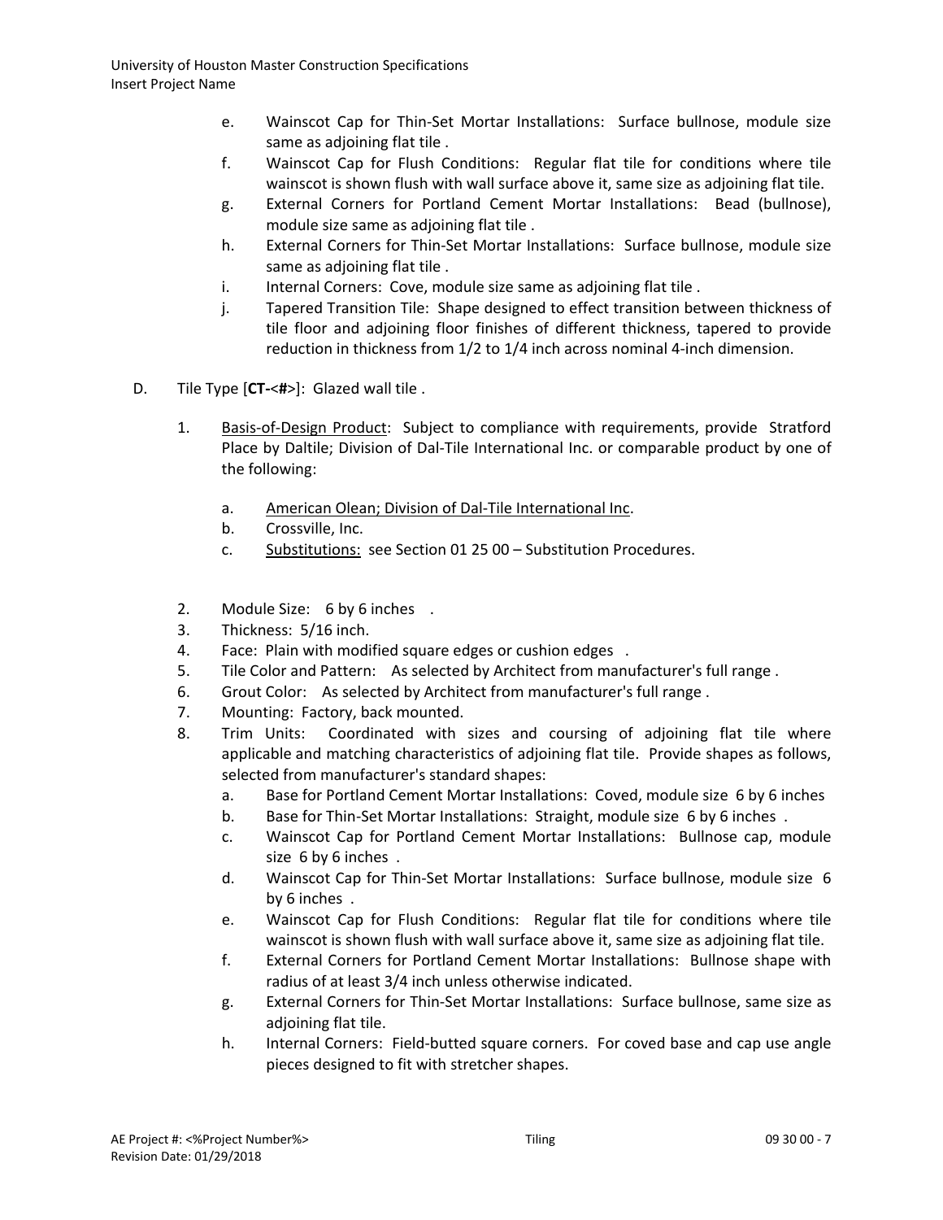e. Wainscot Cap for Thin-Set Mortar Installations: Surface bullnose, module size same as adjoining flat tile .
f. Wainscot Cap for Flush Conditions: Regular flat tile for conditions where tile wainscot is shown flush with wall surface above it, same size as adjoining flat tile.
g. External Corners for Portland Cement Mortar Installations: Bead (bullnose), module size same as adjoining flat tile .
h. External Corners for Thin-Set Mortar Installations: Surface bullnose, module size same as adjoining flat tile .
i. Internal Corners: Cove, module size same as adjoining flat tile .
j. Tapered Transition Tile: Shape designed to effect transition between thickness of tile floor and adjoining floor finishes of different thickness, tapered to provide reduction in thickness from 1/2 to 1/4 inch across nominal 4-inch dimension.

D. Tile Type [**CT-**<**#**>]: Glazed wall tile .

1. Basis-of-Design Product: Subject to compliance with requirements, provide Stratford Place by Daltile; Division of Dal-Tile International Inc. or comparable product by one of the following:
   a. American Olean; Division of Dal-Tile International Inc.
   b. Crossville, Inc.
   c. Substitutions: see Section 01 25 00 – Substitution Procedures.

2. Module Size: 6 by 6 inches .
3. Thickness: 5/16 inch.
4. Face: Plain with modified square edges or cushion edges .
5. Tile Color and Pattern: As selected by Architect from manufacturer's full range .
6. Grout Color: As selected by Architect from manufacturer's full range .
7. Mounting: Factory, back mounted.
8. Trim Units: Coordinated with sizes and coursing of adjoining flat tile where applicable and matching characteristics of adjoining flat tile. Provide shapes as follows, selected from manufacturer's standard shapes:
   a. Base for Portland Cement Mortar Installations: Coved, module size 6 by 6 inches
   b. Base for Thin-Set Mortar Installations: Straight, module size 6 by 6 inches .
   c. Wainscot Cap for Portland Cement Mortar Installations: Bullnose cap, module size 6 by 6 inches .
   d. Wainscot Cap for Thin-Set Mortar Installations: Surface bullnose, module size 6 by 6 inches .
   e. Wainscot Cap for Flush Conditions: Regular flat tile for conditions where tile wainscot is shown flush with wall surface above it, same size as adjoining flat tile.
   f. External Corners for Portland Cement Mortar Installations: Bullnose shape with radius of at least 3/4 inch unless otherwise indicated.
   g. External Corners for Thin-Set Mortar Installations: Surface bullnose, same size as adjoining flat tile.
   h. Internal Corners: Field-butted square corners. For coved base and cap use angle pieces designed to fit with stretcher shapes.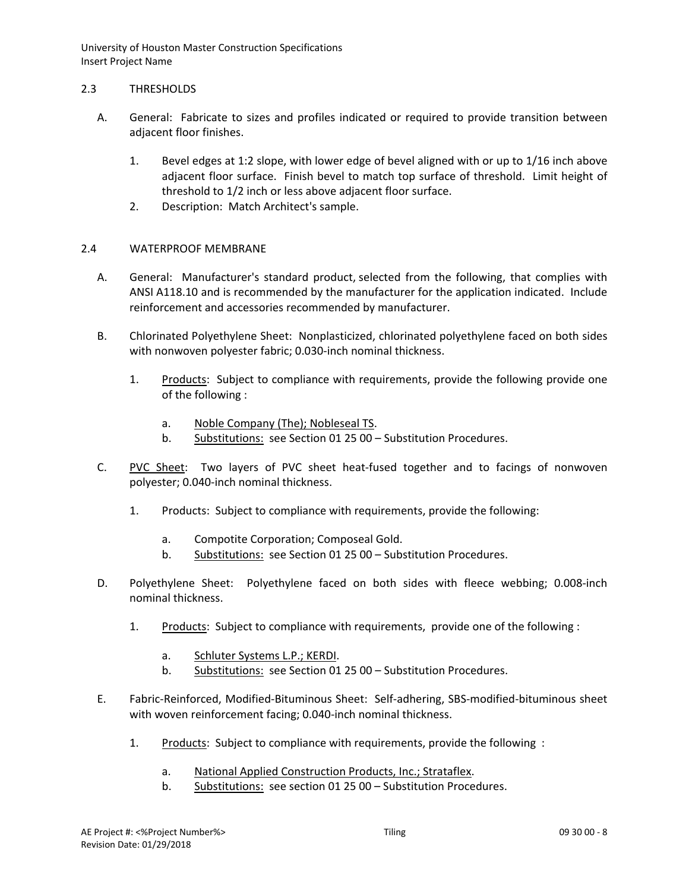## 2.3 THRESHOLDS

A. General: Fabricate to sizes and profiles indicated or required to provide transition between adjacent floor finishes.

1. Bevel edges at 1:2 slope, with lower edge of bevel aligned with or up to 1/16 inch above adjacent floor surface. Finish bevel to match top surface of threshold. Limit height of threshold to 1/2 inch or less above adjacent floor surface.
2. Description: Match Architect's sample.

## 2.4 WATERPROOF MEMBRANE

A. General: Manufacturer's standard product, selected from the following, that complies with ANSI A118.10 and is recommended by the manufacturer for the application indicated. Include reinforcement and accessories recommended by manufacturer.

B. Chlorinated Polyethylene Sheet: Nonplasticized, chlorinated polyethylene faced on both sides with nonwoven polyester fabric; 0.030-inch nominal thickness.

1. Products: Subject to compliance with requirements, provide the following provide one of the following :
   a. Noble Company (The); Nobleseal TS.
   b. Substitutions: see Section 01 25 00 – Substitution Procedures.

C. PVC Sheet: Two layers of PVC sheet heat-fused together and to facings of nonwoven polyester; 0.040-inch nominal thickness.

1. Products: Subject to compliance with requirements, provide the following:
   a. Compotite Corporation; Composeal Gold.
   b. Substitutions: see Section 01 25 00 – Substitution Procedures.

D. Polyethylene Sheet: Polyethylene faced on both sides with fleece webbing; 0.008-inch nominal thickness.

1. Products: Subject to compliance with requirements, provide one of the following :
   a. Schluter Systems L.P.; KERDI.
   b. Substitutions: see Section 01 25 00 – Substitution Procedures.

E. Fabric-Reinforced, Modified-Bituminous Sheet: Self-adhering, SBS-modified-bituminous sheet with woven reinforcement facing; 0.040-inch nominal thickness.

1. Products: Subject to compliance with requirements, provide the following :
   a. National Applied Construction Products, Inc.; Strataflex.
   b. Substitutions: see section 01 25 00 – Substitution Procedures.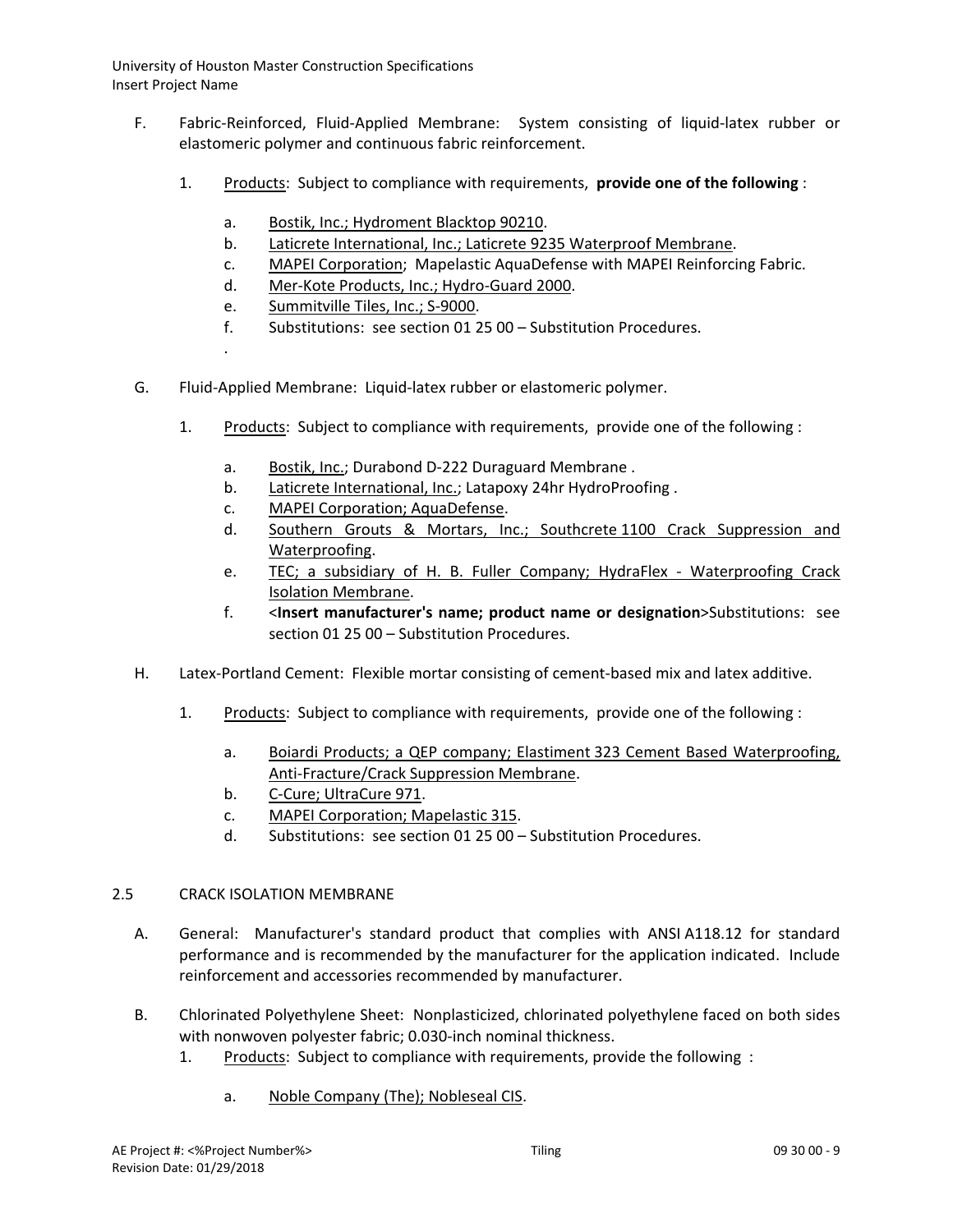F. Fabric-Reinforced, Fluid-Applied Membrane: System consisting of liquid-latex rubber or elastomeric polymer and continuous fabric reinforcement.

1. Products: Subject to compliance with requirements, **provide one of the following** :

   a. Bostik, Inc.; Hydroment Blacktop 90210.
   b. Laticrete International, Inc.; Laticrete 9235 Waterproof Membrane.
   c. MAPEI Corporation; Mapelastic AquaDefense with MAPEI Reinforcing Fabric.
   d. Mer-Kote Products, Inc.; Hydro-Guard 2000.
   e. Summitville Tiles, Inc.; S-9000.
   f. Substitutions: see section 01 25 00 – Substitution Procedures.

   .

G. Fluid-Applied Membrane: Liquid-latex rubber or elastomeric polymer.

1. Products: Subject to compliance with requirements, provide one of the following :

   a. Bostik, Inc.; Durabond D-222 Duraguard Membrane .
   b. Laticrete International, Inc.; Latapoxy 24hr HydroProofing .
   c. MAPEI Corporation; AquaDefense.
   d. Southern Grouts & Mortars, Inc.; Southcrete 1100 Crack Suppression and Waterproofing.
   e. TEC; a subsidiary of H. B. Fuller Company; HydraFlex - Waterproofing Crack Isolation Membrane.
   f. <**Insert manufacturer's name; product name or designation**>Substitutions: see section 01 25 00 – Substitution Procedures.

H. Latex-Portland Cement: Flexible mortar consisting of cement-based mix and latex additive.

1. Products: Subject to compliance with requirements, provide one of the following :

   a. Boiardi Products; a QEP company; Elastiment 323 Cement Based Waterproofing, Anti-Fracture/Crack Suppression Membrane.
   b. C-Cure; UltraCure 971.
   c. MAPEI Corporation; Mapelastic 315.
   d. Substitutions: see section 01 25 00 – Substitution Procedures.

## 2.5 CRACK ISOLATION MEMBRANE

A. General: Manufacturer's standard product that complies with ANSI A118.12 for standard performance and is recommended by the manufacturer for the application indicated. Include reinforcement and accessories recommended by manufacturer.

B. Chlorinated Polyethylene Sheet: Nonplasticized, chlorinated polyethylene faced on both sides with nonwoven polyester fabric; 0.030-inch nominal thickness.

1. Products: Subject to compliance with requirements, provide the following :

   a. Noble Company (The); Nobleseal CIS.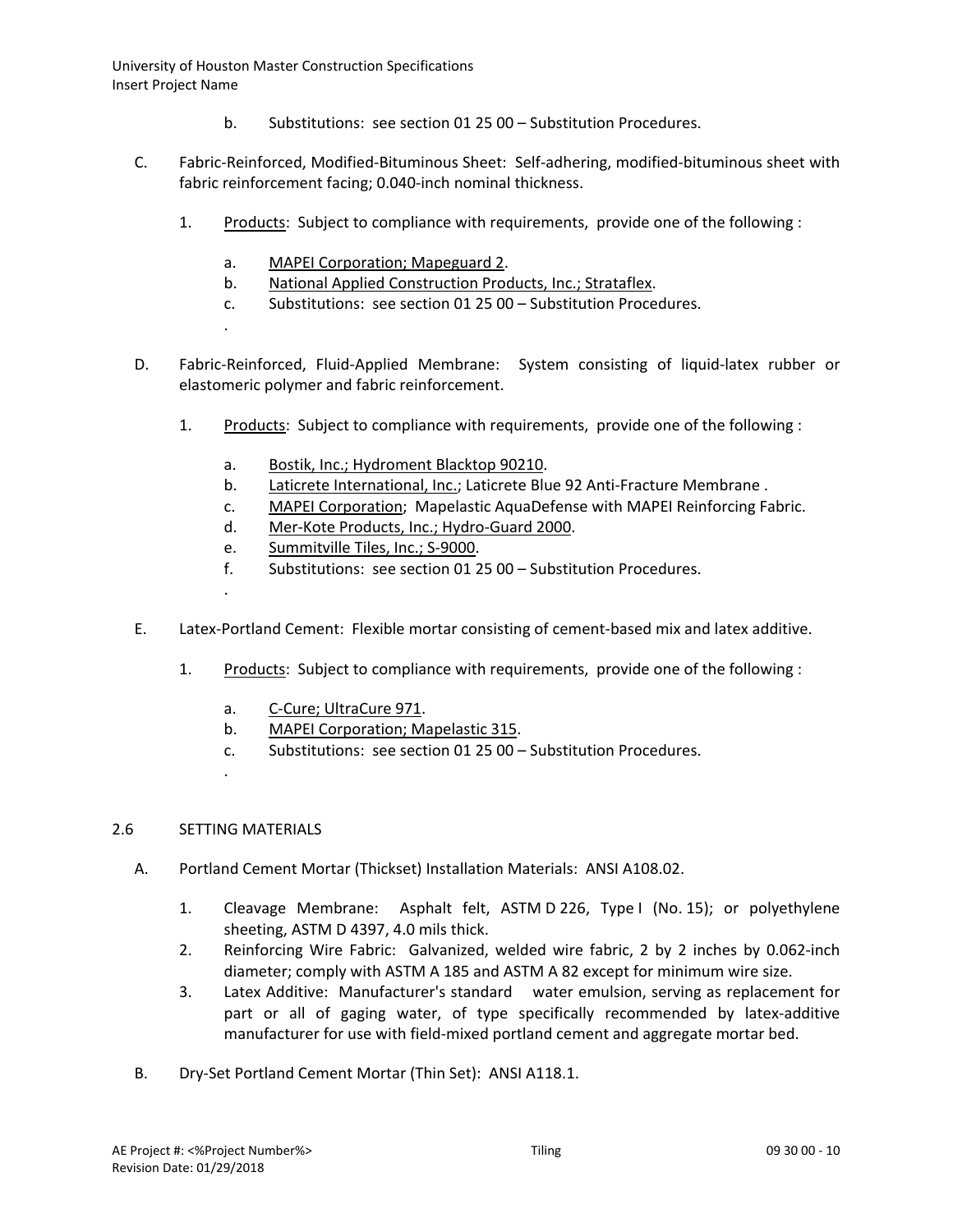b. Substitutions: see section 01 25 00 – Substitution Procedures.

C. Fabric-Reinforced, Modified-Bituminous Sheet: Self-adhering, modified-bituminous sheet with fabric reinforcement facing; 0.040-inch nominal thickness.

1. Products: Subject to compliance with requirements, provide one of the following :

   a. MAPEI Corporation; Mapeguard 2.
   b. National Applied Construction Products, Inc.; Strataflex.
   c. Substitutions: see section 01 25 00 – Substitution Procedures.

D. Fabric-Reinforced, Fluid-Applied Membrane: System consisting of liquid-latex rubber or elastomeric polymer and fabric reinforcement.

1. Products: Subject to compliance with requirements, provide one of the following :

   a. Bostik, Inc.; Hydroment Blacktop 90210.
   b. Laticrete International, Inc.; Laticrete Blue 92 Anti-Fracture Membrane .
   c. MAPEI Corporation; Mapelastic AquaDefense with MAPEI Reinforcing Fabric.
   d. Mer-Kote Products, Inc.; Hydro-Guard 2000.
   e. Summitville Tiles, Inc.; S-9000.
   f. Substitutions: see section 01 25 00 – Substitution Procedures.

E. Latex-Portland Cement: Flexible mortar consisting of cement-based mix and latex additive.

1. Products: Subject to compliance with requirements, provide one of the following :

   a. C-Cure; UltraCure 971.
   b. MAPEI Corporation; Mapelastic 315.
   c. Substitutions: see section 01 25 00 – Substitution Procedures.

## 2.6 SETTING MATERIALS

A. Portland Cement Mortar (Thickset) Installation Materials: ANSI A108.02.

1. Cleavage Membrane: Asphalt felt, ASTM D 226, Type I (No. 15); or polyethylene sheeting, ASTM D 4397, 4.0 mils thick.
2. Reinforcing Wire Fabric: Galvanized, welded wire fabric, 2 by 2 inches by 0.062-inch diameter; comply with ASTM A 185 and ASTM A 82 except for minimum wire size.
3. Latex Additive: Manufacturer's standard water emulsion, serving as replacement for part or all of gaging water, of type specifically recommended by latex-additive manufacturer for use with field-mixed portland cement and aggregate mortar bed.

B. Dry-Set Portland Cement Mortar (Thin Set): ANSI A118.1.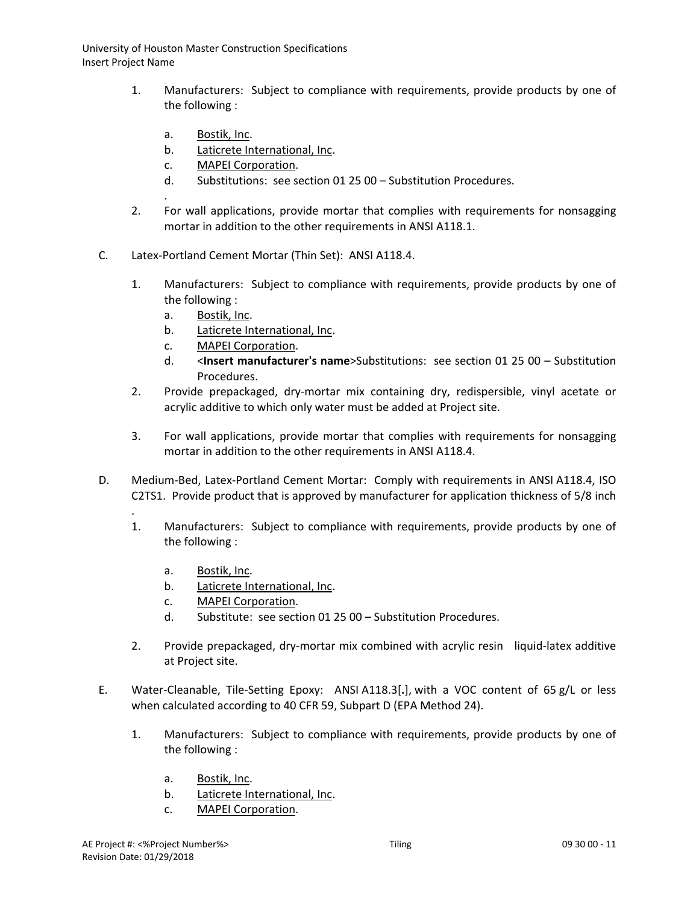1. Manufacturers: Subject to compliance with requirements, provide products by one of the following :

   a. Bostik, Inc.
   b. Laticrete International, Inc.
   c. MAPEI Corporation.
   d. Substitutions: see section 01 25 00 – Substitution Procedures.

   .
2. For wall applications, provide mortar that complies with requirements for nonsagging mortar in addition to the other requirements in ANSI A118.1.

C. Latex-Portland Cement Mortar (Thin Set): ANSI A118.4.

1. Manufacturers: Subject to compliance with requirements, provide products by one of the following :
   a. Bostik, Inc.
   b. Laticrete International, Inc.
   c. MAPEI Corporation.
   d. <**Insert manufacturer's name**>Substitutions: see section 01 25 00 – Substitution Procedures.
2. Provide prepackaged, dry-mortar mix containing dry, redispersible, vinyl acetate or acrylic additive to which only water must be added at Project site.
3. For wall applications, provide mortar that complies with requirements for nonsagging mortar in addition to the other requirements in ANSI A118.4.

D. Medium-Bed, Latex-Portland Cement Mortar: Comply with requirements in ANSI A118.4, ISO C2TS1. Provide product that is approved by manufacturer for application thickness of 5/8 inch
.

1. Manufacturers: Subject to compliance with requirements, provide products by one of the following :

   a. Bostik, Inc.
   b. Laticrete International, Inc.
   c. MAPEI Corporation.
   d. Substitute: see section 01 25 00 – Substitution Procedures.

2. Provide prepackaged, dry-mortar mix combined with acrylic resin liquid-latex additive at Project site.

E. Water-Cleanable, Tile-Setting Epoxy: ANSI A118.3[**.**], with a VOC content of 65 g/L or less when calculated according to 40 CFR 59, Subpart D (EPA Method 24).

1. Manufacturers: Subject to compliance with requirements, provide products by one of the following :

   a. Bostik, Inc.
   b. Laticrete International, Inc.
   c. MAPEI Corporation.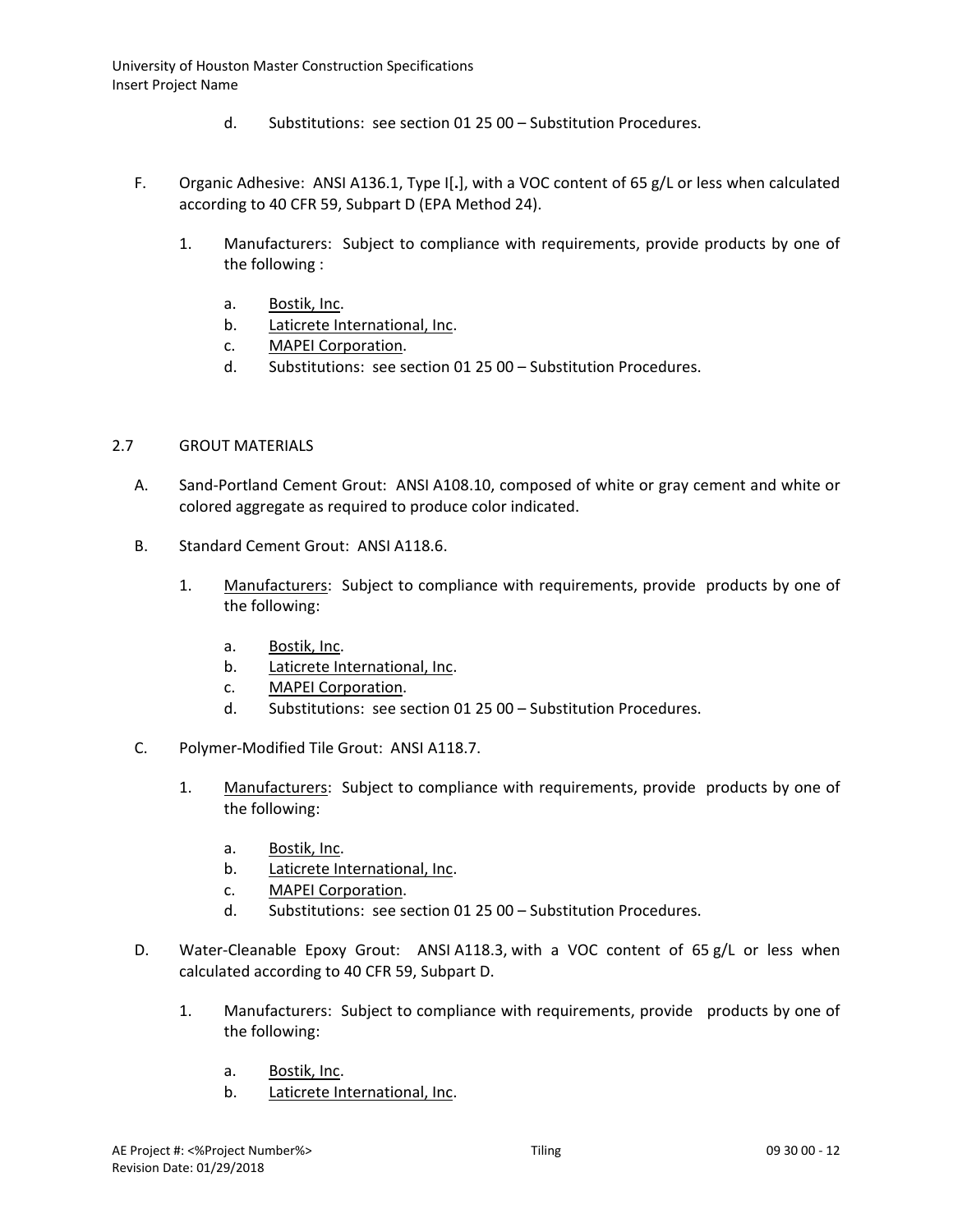d. Substitutions: see section 01 25 00 – Substitution Procedures.

F. Organic Adhesive: ANSI A136.1, Type I[.], with a VOC content of 65 g/L or less when calculated according to 40 CFR 59, Subpart D (EPA Method 24).

1. Manufacturers: Subject to compliance with requirements, provide products by one of the following :

   a. Bostik, Inc.
   b. Laticrete International, Inc.
   c. MAPEI Corporation.
   d. Substitutions: see section 01 25 00 – Substitution Procedures.

## 2.7 GROUT MATERIALS

A. Sand-Portland Cement Grout: ANSI A108.10, composed of white or gray cement and white or colored aggregate as required to produce color indicated.

B. Standard Cement Grout: ANSI A118.6.

1. Manufacturers: Subject to compliance with requirements, provide products by one of the following:

   a. Bostik, Inc.
   b. Laticrete International, Inc.
   c. MAPEI Corporation.
   d. Substitutions: see section 01 25 00 – Substitution Procedures.

C. Polymer-Modified Tile Grout: ANSI A118.7.

1. Manufacturers: Subject to compliance with requirements, provide products by one of the following:

   a. Bostik, Inc.
   b. Laticrete International, Inc.
   c. MAPEI Corporation.
   d. Substitutions: see section 01 25 00 – Substitution Procedures.

D. Water-Cleanable Epoxy Grout: ANSI A118.3, with a VOC content of 65 g/L or less when calculated according to 40 CFR 59, Subpart D.

1. Manufacturers: Subject to compliance with requirements, provide products by one of the following:

   a. Bostik, Inc.
   b. Laticrete International, Inc.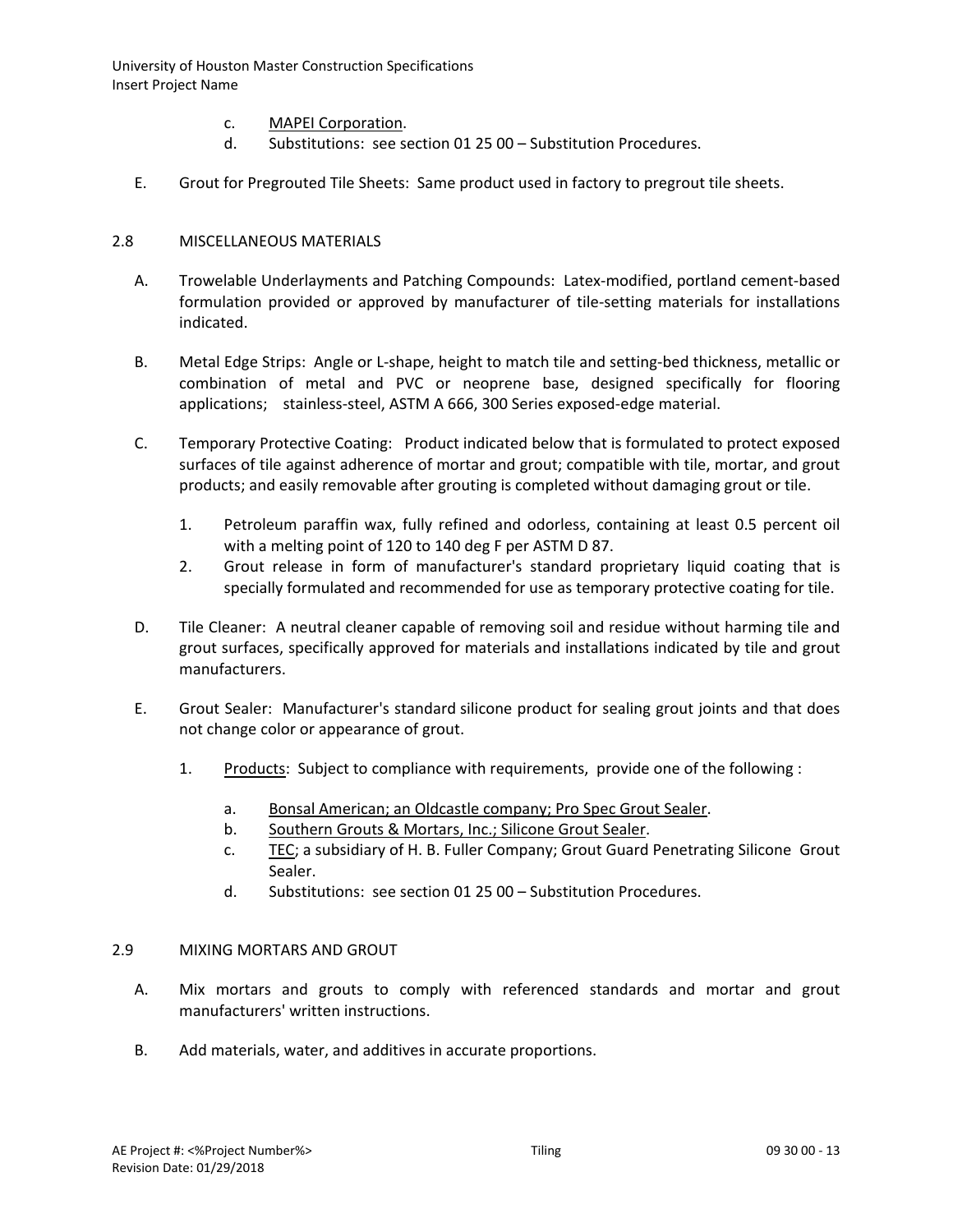c. MAPEI Corporation.
d. Substitutions: see section 01 25 00 – Substitution Procedures.

E. Grout for Pregrouted Tile Sheets: Same product used in factory to pregrout tile sheets.

## 2.8 MISCELLANEOUS MATERIALS

A. Trowelable Underlayments and Patching Compounds: Latex-modified, portland cement-based formulation provided or approved by manufacturer of tile-setting materials for installations indicated.

B. Metal Edge Strips: Angle or L-shape, height to match tile and setting-bed thickness, metallic or combination of metal and PVC or neoprene base, designed specifically for flooring applications; stainless-steel, ASTM A 666, 300 Series exposed-edge material.

C. Temporary Protective Coating: Product indicated below that is formulated to protect exposed surfaces of tile against adherence of mortar and grout; compatible with tile, mortar, and grout products; and easily removable after grouting is completed without damaging grout or tile.

1. Petroleum paraffin wax, fully refined and odorless, containing at least 0.5 percent oil with a melting point of 120 to 140 deg F per ASTM D 87.
2. Grout release in form of manufacturer's standard proprietary liquid coating that is specially formulated and recommended for use as temporary protective coating for tile.

D. Tile Cleaner: A neutral cleaner capable of removing soil and residue without harming tile and grout surfaces, specifically approved for materials and installations indicated by tile and grout manufacturers.

E. Grout Sealer: Manufacturer's standard silicone product for sealing grout joints and that does not change color or appearance of grout.

1. Products: Subject to compliance with requirements, provide one of the following :
   a. Bonsal American; an Oldcastle company; Pro Spec Grout Sealer.
   b. Southern Grouts & Mortars, Inc.; Silicone Grout Sealer.
   c. TEC; a subsidiary of H. B. Fuller Company; Grout Guard Penetrating Silicone Grout Sealer.
   d. Substitutions: see section 01 25 00 – Substitution Procedures.

## 2.9 MIXING MORTARS AND GROUT

A. Mix mortars and grouts to comply with referenced standards and mortar and grout manufacturers' written instructions.

B. Add materials, water, and additives in accurate proportions.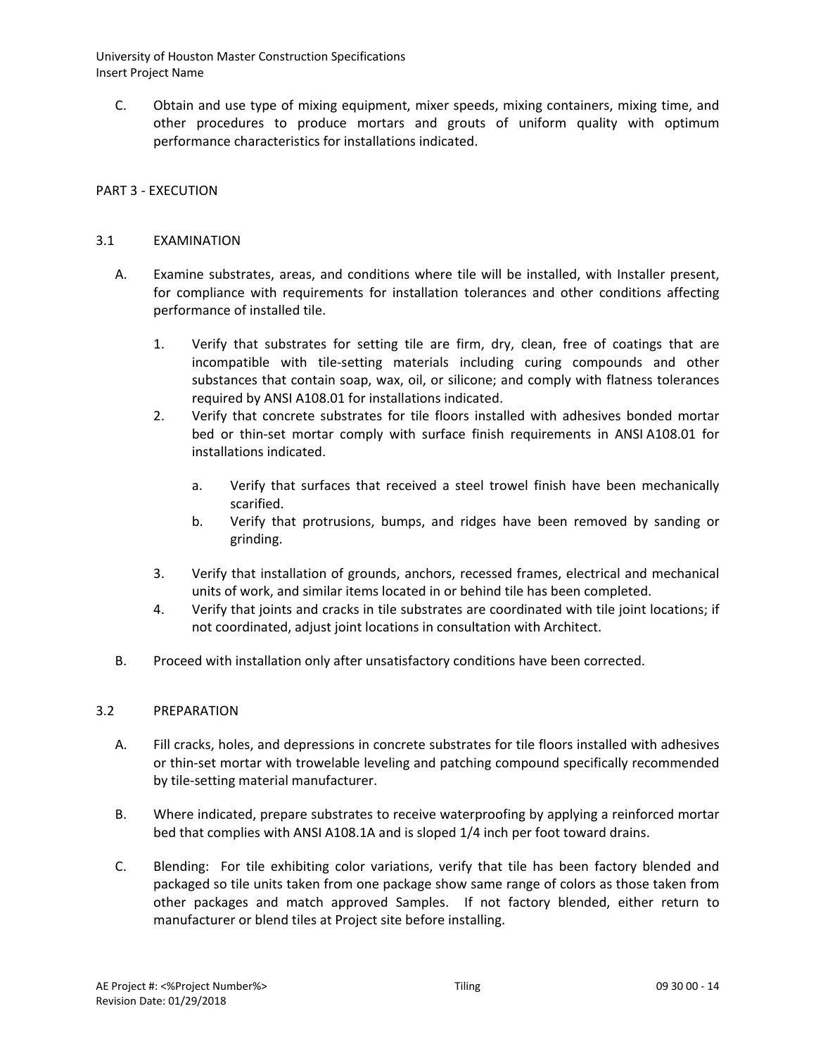C. Obtain and use type of mixing equipment, mixer speeds, mixing containers, mixing time, and other procedures to produce mortars and grouts of uniform quality with optimum performance characteristics for installations indicated.

## PART 3 - EXECUTION

### 3.1 EXAMINATION

A. Examine substrates, areas, and conditions where tile will be installed, with Installer present, for compliance with requirements for installation tolerances and other conditions affecting performance of installed tile.

1. Verify that substrates for setting tile are firm, dry, clean, free of coatings that are incompatible with tile-setting materials including curing compounds and other substances that contain soap, wax, oil, or silicone; and comply with flatness tolerances required by ANSI A108.01 for installations indicated.
2. Verify that concrete substrates for tile floors installed with adhesives bonded mortar bed or thin-set mortar comply with surface finish requirements in ANSI A108.01 for installations indicated.
    a. Verify that surfaces that received a steel trowel finish have been mechanically scarified.
    b. Verify that protrusions, bumps, and ridges have been removed by sanding or grinding.
3. Verify that installation of grounds, anchors, recessed frames, electrical and mechanical units of work, and similar items located in or behind tile has been completed.
4. Verify that joints and cracks in tile substrates are coordinated with tile joint locations; if not coordinated, adjust joint locations in consultation with Architect.

B. Proceed with installation only after unsatisfactory conditions have been corrected.

### 3.2 PREPARATION

A. Fill cracks, holes, and depressions in concrete substrates for tile floors installed with adhesives or thin-set mortar with trowelable leveling and patching compound specifically recommended by tile-setting material manufacturer.

B. Where indicated, prepare substrates to receive waterproofing by applying a reinforced mortar bed that complies with ANSI A108.1A and is sloped 1/4 inch per foot toward drains.

C. Blending: For tile exhibiting color variations, verify that tile has been factory blended and packaged so tile units taken from one package show same range of colors as those taken from other packages and match approved Samples. If not factory blended, either return to manufacturer or blend tiles at Project site before installing.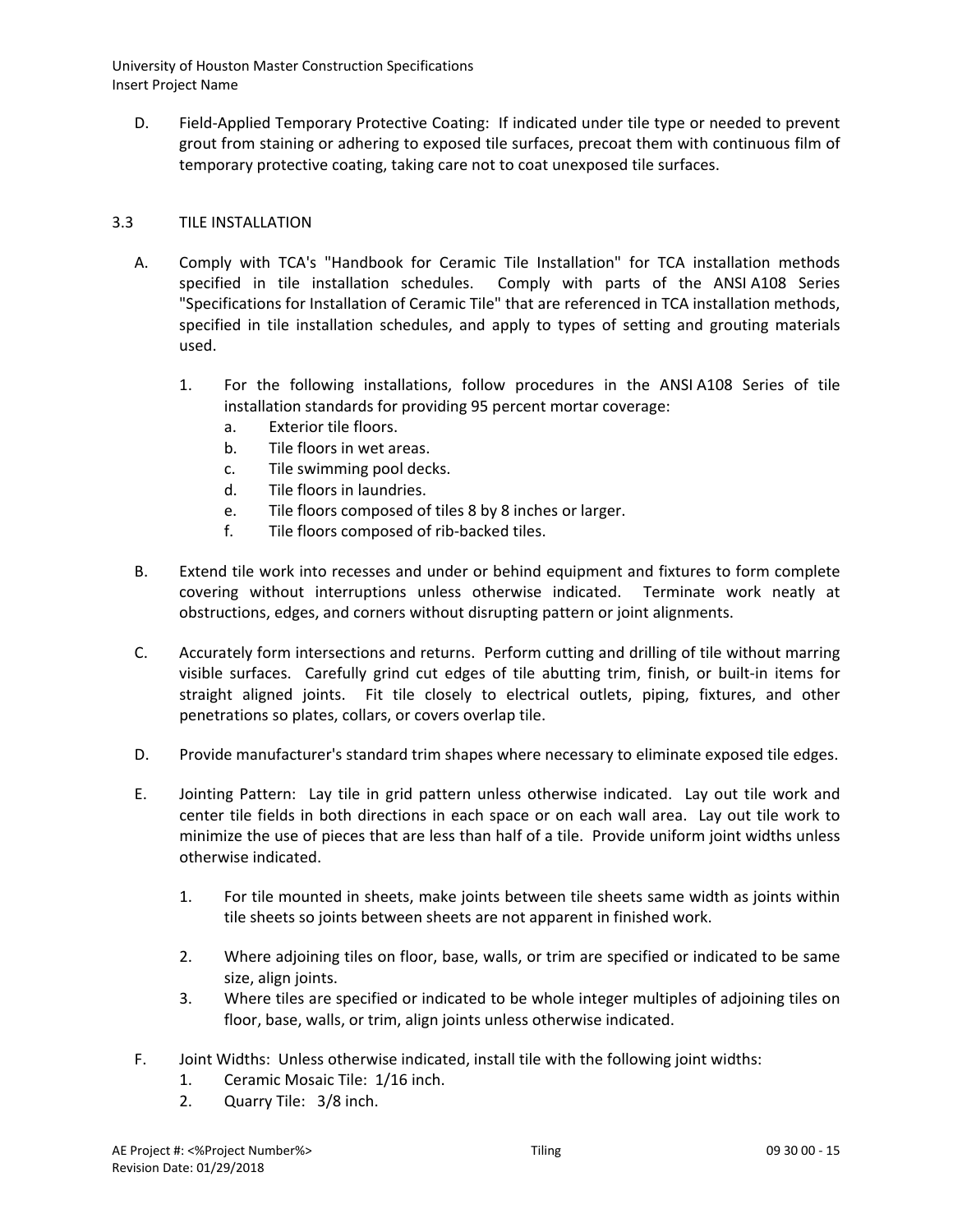D. Field-Applied Temporary Protective Coating: If indicated under tile type or needed to prevent grout from staining or adhering to exposed tile surfaces, precoat them with continuous film of temporary protective coating, taking care not to coat unexposed tile surfaces.

## 3.3 TILE INSTALLATION

A. Comply with TCA's "Handbook for Ceramic Tile Installation" for TCA installation methods specified in tile installation schedules. Comply with parts of the ANSI A108 Series "Specifications for Installation of Ceramic Tile" that are referenced in TCA installation methods, specified in tile installation schedules, and apply to types of setting and grouting materials used.

   1. For the following installations, follow procedures in the ANSI A108 Series of tile installation standards for providing 95 percent mortar coverage:
      a. Exterior tile floors.
      b. Tile floors in wet areas.
      c. Tile swimming pool decks.
      d. Tile floors in laundries.
      e. Tile floors composed of tiles 8 by 8 inches or larger.
      f. Tile floors composed of rib-backed tiles.

B. Extend tile work into recesses and under or behind equipment and fixtures to form complete covering without interruptions unless otherwise indicated. Terminate work neatly at obstructions, edges, and corners without disrupting pattern or joint alignments.

C. Accurately form intersections and returns. Perform cutting and drilling of tile without marring visible surfaces. Carefully grind cut edges of tile abutting trim, finish, or built-in items for straight aligned joints. Fit tile closely to electrical outlets, piping, fixtures, and other penetrations so plates, collars, or covers overlap tile.

D. Provide manufacturer's standard trim shapes where necessary to eliminate exposed tile edges.

E. Jointing Pattern: Lay tile in grid pattern unless otherwise indicated. Lay out tile work and center tile fields in both directions in each space or on each wall area. Lay out tile work to minimize the use of pieces that are less than half of a tile. Provide uniform joint widths unless otherwise indicated.

   1. For tile mounted in sheets, make joints between tile sheets same width as joints within tile sheets so joints between sheets are not apparent in finished work.

   2. Where adjoining tiles on floor, base, walls, or trim are specified or indicated to be same size, align joints.
   3. Where tiles are specified or indicated to be whole integer multiples of adjoining tiles on floor, base, walls, or trim, align joints unless otherwise indicated.

F. Joint Widths: Unless otherwise indicated, install tile with the following joint widths:
   1. Ceramic Mosaic Tile: 1/16 inch.
   2. Quarry Tile: 3/8 inch.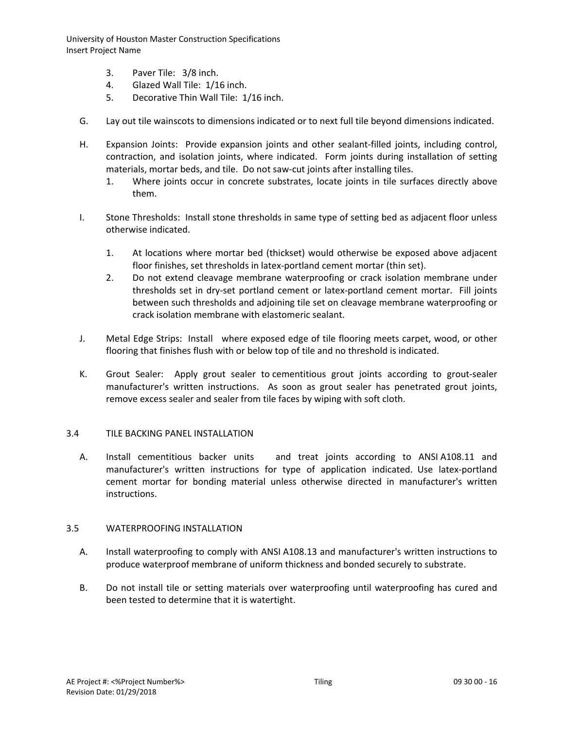3. Paver Tile: 3/8 inch.
4. Glazed Wall Tile: 1/16 inch.
5. Decorative Thin Wall Tile: 1/16 inch.

G. Lay out tile wainscots to dimensions indicated or to next full tile beyond dimensions indicated.

H. Expansion Joints: Provide expansion joints and other sealant-filled joints, including control, contraction, and isolation joints, where indicated. Form joints during installation of setting materials, mortar beds, and tile. Do not saw-cut joints after installing tiles.
   1. Where joints occur in concrete substrates, locate joints in tile surfaces directly above them.

I. Stone Thresholds: Install stone thresholds in same type of setting bed as adjacent floor unless otherwise indicated.

   1. At locations where mortar bed (thickset) would otherwise be exposed above adjacent floor finishes, set thresholds in latex-portland cement mortar (thin set).
   2. Do not extend cleavage membrane waterproofing or crack isolation membrane under thresholds set in dry-set portland cement or latex-portland cement mortar. Fill joints between such thresholds and adjoining tile set on cleavage membrane waterproofing or crack isolation membrane with elastomeric sealant.

J. Metal Edge Strips: Install where exposed edge of tile flooring meets carpet, wood, or other flooring that finishes flush with or below top of tile and no threshold is indicated.

K. Grout Sealer: Apply grout sealer to cementitious grout joints according to grout-sealer manufacturer's written instructions. As soon as grout sealer has penetrated grout joints, remove excess sealer and sealer from tile faces by wiping with soft cloth.

## 3.4 TILE BACKING PANEL INSTALLATION

A. Install cementitious backer units and treat joints according to ANSI A108.11 and manufacturer's written instructions for type of application indicated. Use latex-portland cement mortar for bonding material unless otherwise directed in manufacturer's written instructions.

## 3.5 WATERPROOFING INSTALLATION

A. Install waterproofing to comply with ANSI A108.13 and manufacturer's written instructions to produce waterproof membrane of uniform thickness and bonded securely to substrate.

B. Do not install tile or setting materials over waterproofing until waterproofing has cured and been tested to determine that it is watertight.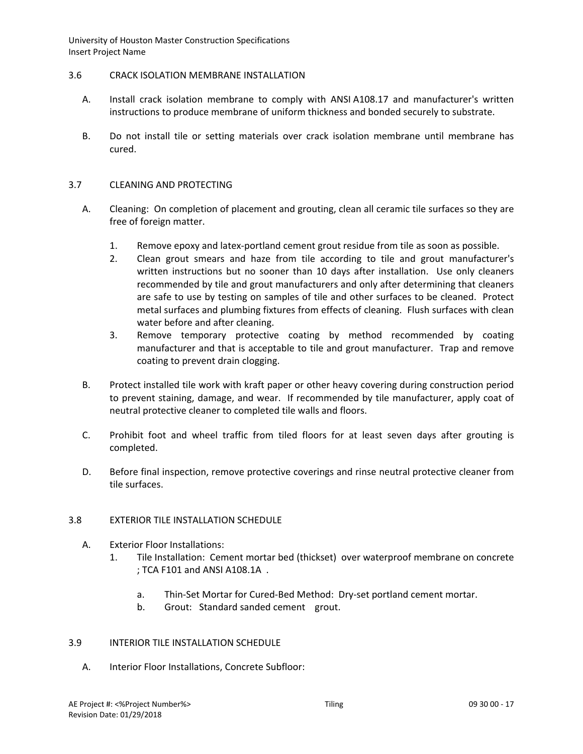## 3.6 CRACK ISOLATION MEMBRANE INSTALLATION

A. Install crack isolation membrane to comply with ANSI A108.17 and manufacturer's written instructions to produce membrane of uniform thickness and bonded securely to substrate.

B. Do not install tile or setting materials over crack isolation membrane until membrane has cured.

## 3.7 CLEANING AND PROTECTING

A. Cleaning: On completion of placement and grouting, clean all ceramic tile surfaces so they are free of foreign matter.

1. Remove epoxy and latex-portland cement grout residue from tile as soon as possible.
2. Clean grout smears and haze from tile according to tile and grout manufacturer's written instructions but no sooner than 10 days after installation. Use only cleaners recommended by tile and grout manufacturers and only after determining that cleaners are safe to use by testing on samples of tile and other surfaces to be cleaned. Protect metal surfaces and plumbing fixtures from effects of cleaning. Flush surfaces with clean water before and after cleaning.
3. Remove temporary protective coating by method recommended by coating manufacturer and that is acceptable to tile and grout manufacturer. Trap and remove coating to prevent drain clogging.

B. Protect installed tile work with kraft paper or other heavy covering during construction period to prevent staining, damage, and wear. If recommended by tile manufacturer, apply coat of neutral protective cleaner to completed tile walls and floors.

C. Prohibit foot and wheel traffic from tiled floors for at least seven days after grouting is completed.

D. Before final inspection, remove protective coverings and rinse neutral protective cleaner from tile surfaces.

## 3.8 EXTERIOR TILE INSTALLATION SCHEDULE

A. Exterior Floor Installations:

1. Tile Installation: Cement mortar bed (thickset) over waterproof membrane on concrete ; TCA F101 and ANSI A108.1A .
   a. Thin-Set Mortar for Cured-Bed Method: Dry-set portland cement mortar.
   b. Grout: Standard sanded cement grout.

## 3.9 INTERIOR TILE INSTALLATION SCHEDULE

A. Interior Floor Installations, Concrete Subfloor: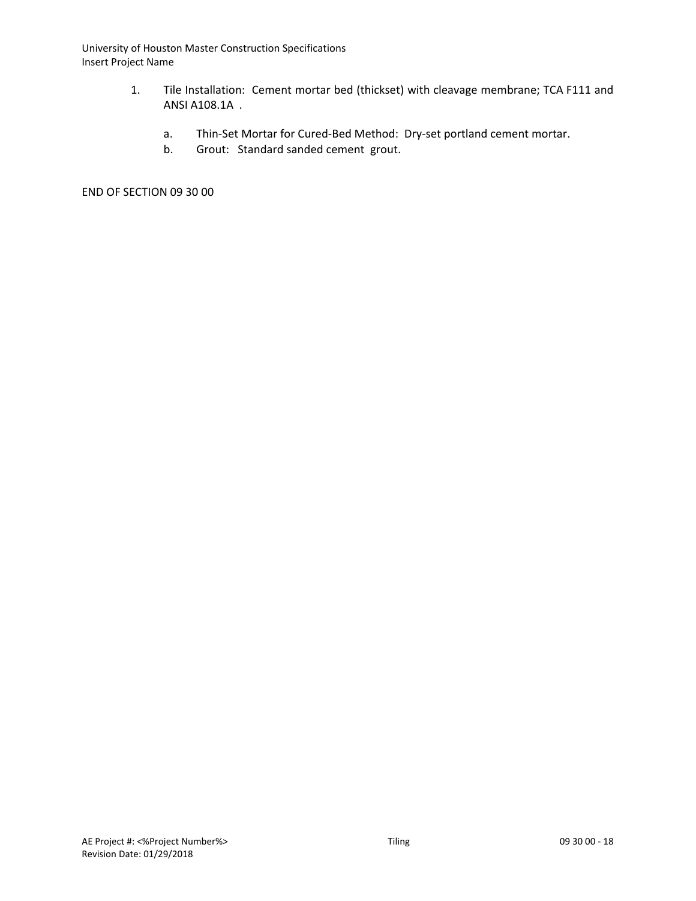1. Tile Installation: Cement mortar bed (thickset) with cleavage membrane; TCA F111 and ANSI A108.1A .

    a. Thin-Set Mortar for Cured-Bed Method: Dry-set portland cement mortar.

    b. Grout: Standard sanded cement grout.

END OF SECTION 09 30 00